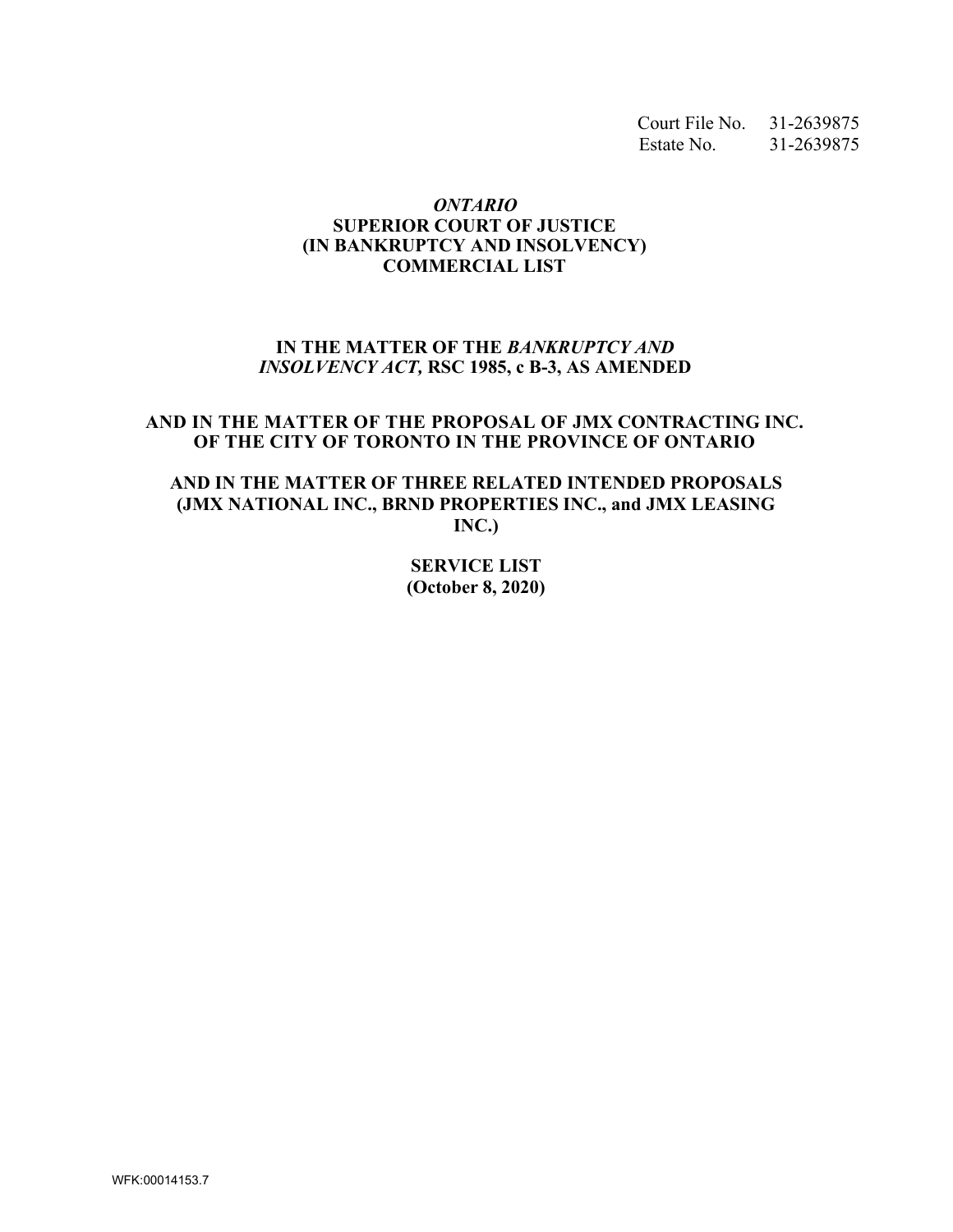Court File No. 31-2639875
Estate No. 31-2639875

***ONTARIO***
**SUPERIOR COURT OF JUSTICE**
**(IN BANKRUPTCY AND INSOLVENCY)**
**COMMERCIAL LIST**

**IN THE MATTER OF THE *BANKRUPTCY AND INSOLVENCY ACT,* RSC 1985, c B-3, AS AMENDED**

**AND IN THE MATTER OF THE PROPOSAL OF JMX CONTRACTING INC. OF THE CITY OF TORONTO IN THE PROVINCE OF ONTARIO**

**AND IN THE MATTER OF THREE RELATED INTENDED PROPOSALS (JMX NATIONAL INC., BRND PROPERTIES INC., and JMX LEASING INC.)**

**SERVICE LIST**
**(October 8, 2020)**

WFK:00014153.7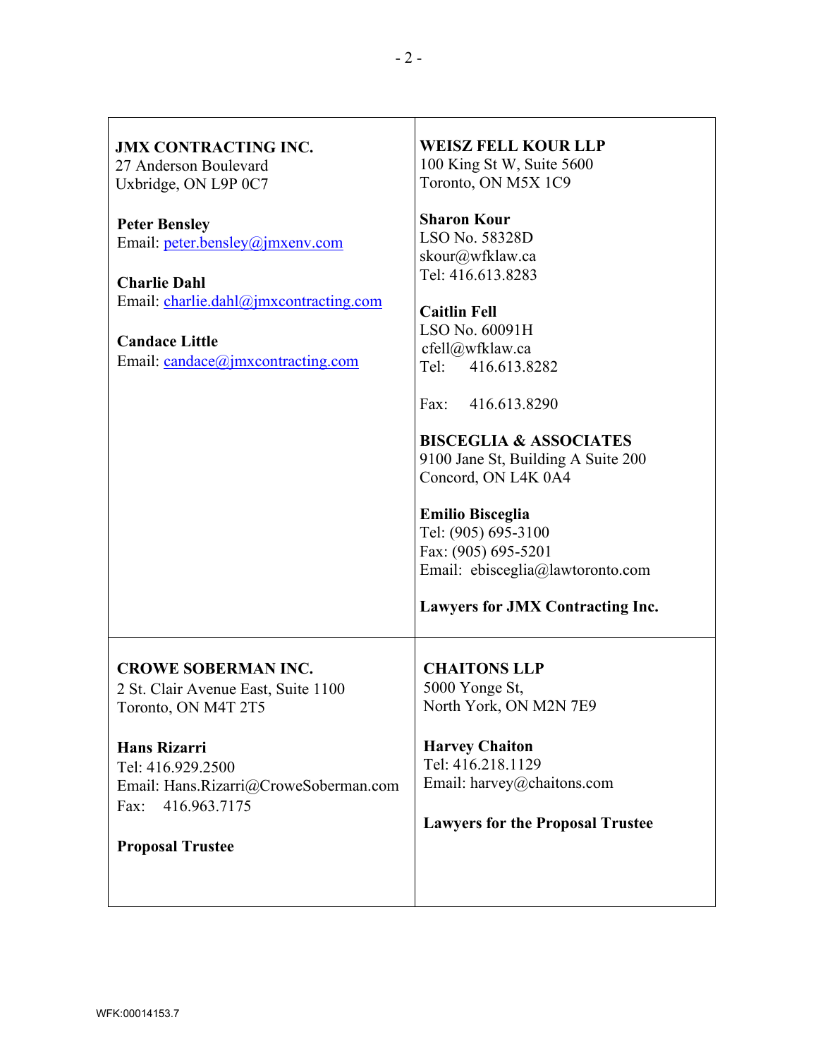| | |
|---|---|
| **JMX CONTRACTING INC.**<br>27 Anderson Boulevard<br>Uxbridge, ON L9P 0C7<br><br>**Peter Bensley**<br>Email: peter.bensley@jmxenv.com<br><br>**Charlie Dahl**<br>Email: charlie.dahl@jmxcontracting.com<br><br>**Candace Little**<br>Email: candace@jmxcontracting.com | **WEISZ FELL KOUR LLP**<br>100 King St W, Suite 5600<br>Toronto, ON M5X 1C9<br><br>**Sharon Kour**<br>LSO No. 58328D<br>skour@wfklaw.ca<br>Tel: 416.613.8283<br><br>**Caitlin Fell**<br>LSO No. 60091H<br>cfell@wfklaw.ca<br>Tel: 416.613.8282<br><br>Fax: 416.613.8290<br><br>**BISCEGLIA & ASSOCIATES**<br>9100 Jane St, Building A Suite 200<br>Concord, ON L4K 0A4<br><br>**Emilio Bisceglia**<br>Tel: (905) 695-3100<br>Fax: (905) 695-5201<br>Email: ebisceglia@lawtoronto.com<br><br>**Lawyers for JMX Contracting Inc.** |
| **CROWE SOBERMAN INC.**<br>2 St. Clair Avenue East, Suite 1100<br>Toronto, ON M4T 2T5<br><br>**Hans Rizarri**<br>Tel: 416.929.2500<br>Email: Hans.Rizarri@CroweSoberman.com<br>Fax: 416.963.7175<br><br>**Proposal Trustee** | **CHAITONS LLP**<br>5000 Yonge St,<br>North York, ON M2N 7E9<br><br>**Harvey Chaiton**<br>Tel: 416.218.1129<br>Email: harvey@chaitons.com<br><br>**Lawyers for the Proposal Trustee** |

WFK:00014153.7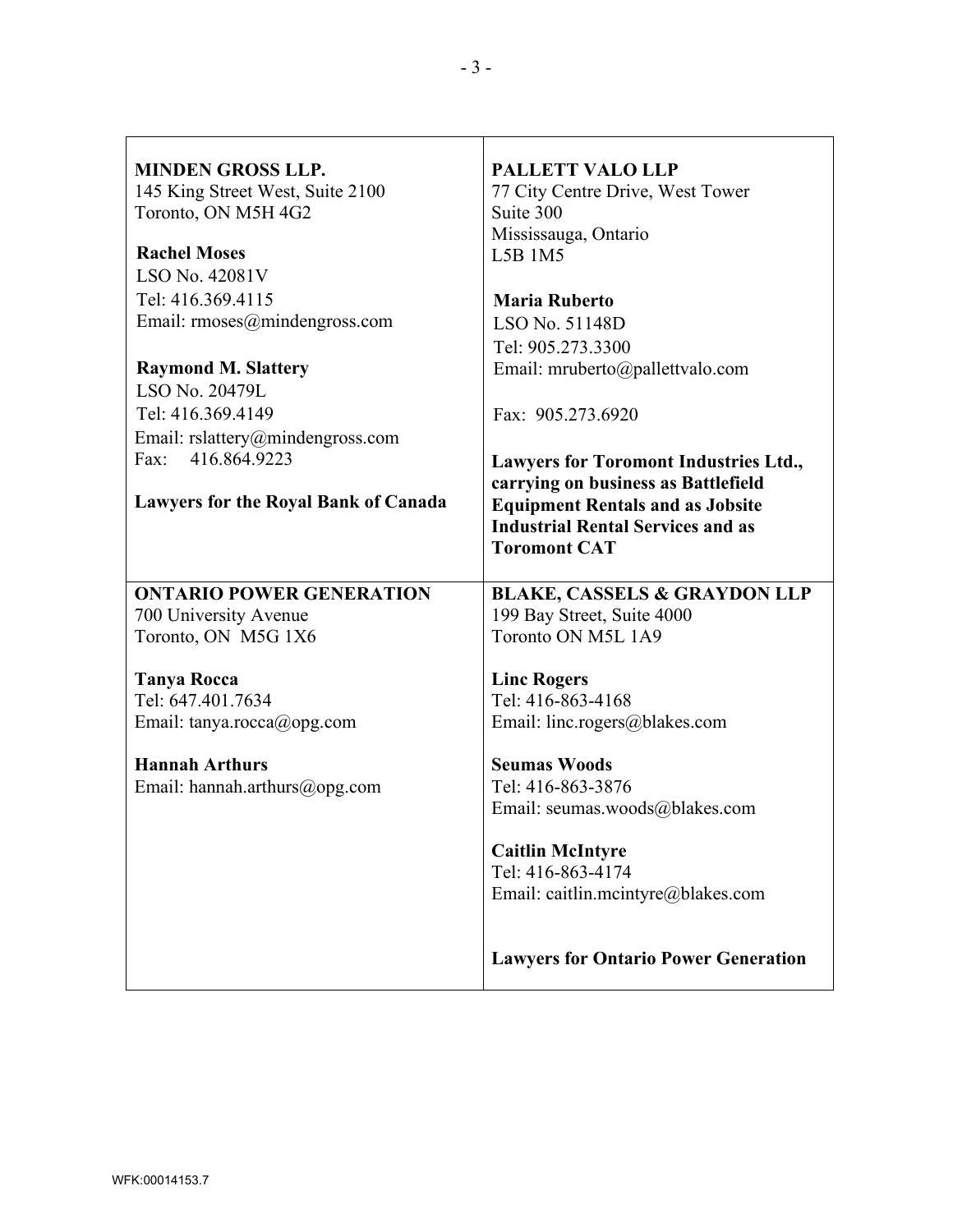| | |
|---|---|
| **MINDEN GROSS LLP.**<br>145 King Street West, Suite 2100<br>Toronto, ON M5H 4G2<br><br>**Rachel Moses**<br>LSO No. 42081V<br>Tel: 416.369.4115<br>Email: rmoses@mindengross.com<br><br>**Raymond M. Slattery**<br>LSO No. 20479L<br>Tel: 416.369.4149<br>Email: rslattery@mindengross.com<br>Fax: 416.864.9223<br><br>**Lawyers for the Royal Bank of Canada** | **PALLETT VALO LLP**<br>77 City Centre Drive, West Tower<br>Suite 300<br>Mississauga, Ontario<br>L5B 1M5<br><br>**Maria Ruberto**<br>LSO No. 51148D<br>Tel: 905.273.3300<br>Email: mruberto@pallettvalo.com<br><br>Fax: 905.273.6920<br><br>**Lawyers for Toromont Industries Ltd., carrying on business as Battlefield Equipment Rentals and as Jobsite Industrial Rental Services and as Toromont CAT** |
| **ONTARIO POWER GENERATION**<br>700 University Avenue<br>Toronto, ON M5G 1X6<br><br>**Tanya Rocca**<br>Tel: 647.401.7634<br>Email: tanya.rocca@opg.com<br><br>**Hannah Arthurs**<br>Email: hannah.arthurs@opg.com | **BLAKE, CASSELS & GRAYDON LLP**<br>199 Bay Street, Suite 4000<br>Toronto ON M5L 1A9<br><br>**Linc Rogers**<br>Tel: 416-863-4168<br>Email: linc.rogers@blakes.com<br><br>**Seumas Woods**<br>Tel: 416-863-3876<br>Email: seumas.woods@blakes.com<br><br>**Caitlin McIntyre**<br>Tel: 416-863-4174<br>Email: caitlin.mcintyre@blakes.com<br><br>**Lawyers for Ontario Power Generation** |

WFK:00014153.7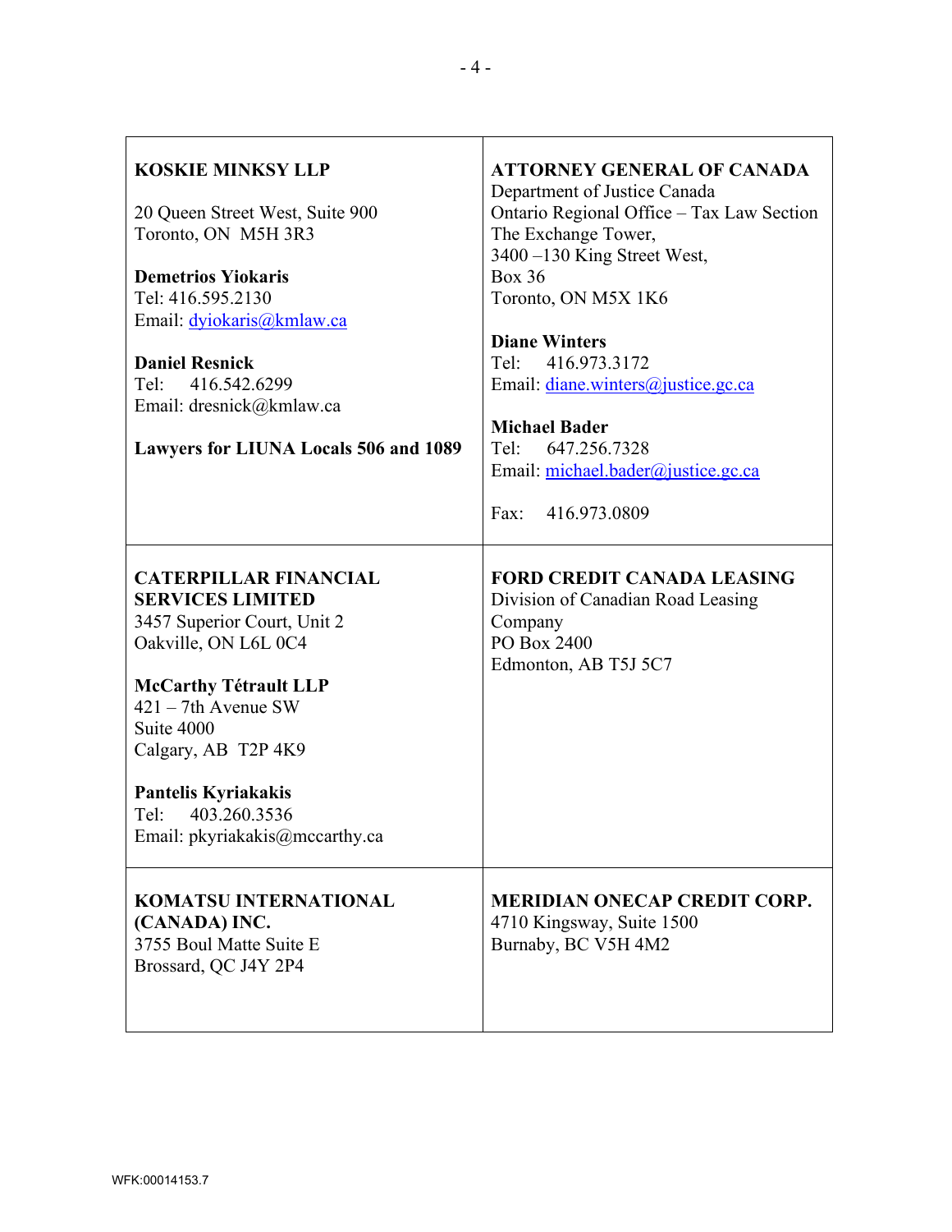| | |
|---|---|
| **KOSKIE MINKSY LLP**<br><br>20 Queen Street West, Suite 900<br>Toronto, ON  M5H 3R3<br><br>**Demetrios Yiokaris**<br>Tel: 416.595.2130<br>Email: dyiokaris@kmlaw.ca<br><br>**Daniel Resnick**<br>Tel:   416.542.6299<br>Email: dresnick@kmlaw.ca<br><br>**Lawyers for LIUNA Locals 506 and 1089** | **ATTORNEY GENERAL OF CANADA**<br>Department of Justice Canada<br>Ontario Regional Office – Tax Law Section<br>The Exchange Tower,<br>3400 –130 King Street West,<br>Box 36<br>Toronto, ON M5X 1K6<br><br>**Diane Winters**<br>Tel:   416.973.3172<br>Email: diane.winters@justice.gc.ca<br><br>**Michael Bader**<br>Tel:   647.256.7328<br>Email: michael.bader@justice.gc.ca<br><br>Fax:   416.973.0809 |
| **CATERPILLAR FINANCIAL SERVICES LIMITED**<br>3457 Superior Court, Unit 2<br>Oakville, ON L6L 0C4<br><br>**McCarthy Tétrault LLP**<br>421 – 7th Avenue SW<br>Suite 4000<br>Calgary, AB  T2P 4K9<br><br>**Pantelis Kyriakakis**<br>Tel:   403.260.3536<br>Email: pkyriakakis@mccarthy.ca | **FORD CREDIT CANADA LEASING**<br>Division of Canadian Road Leasing Company<br>PO Box 2400<br>Edmonton, AB T5J 5C7 |
| **KOMATSU INTERNATIONAL (CANADA) INC.**<br>3755 Boul Matte Suite E<br>Brossard, QC J4Y 2P4 | **MERIDIAN ONECAP CREDIT CORP.**<br>4710 Kingsway, Suite 1500<br>Burnaby, BC V5H 4M2 |

WFK:00014153.7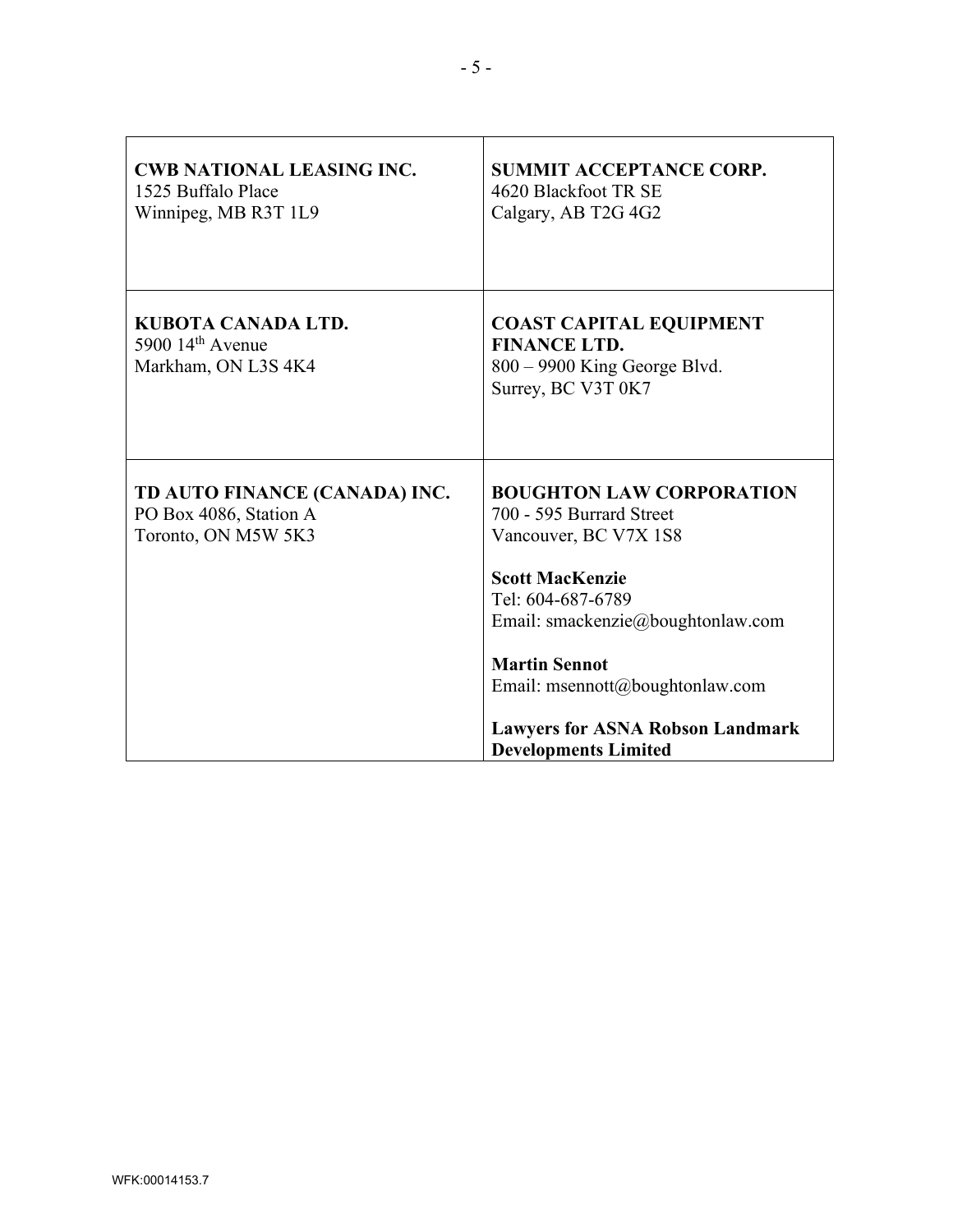| | |
|---|---|
| **CWB NATIONAL LEASING INC.**<br>1525 Buffalo Place<br>Winnipeg, MB R3T 1L9 | **SUMMIT ACCEPTANCE CORP.**<br>4620 Blackfoot TR SE<br>Calgary, AB T2G 4G2 |
| **KUBOTA CANADA LTD.**<br>5900 14th Avenue<br>Markham, ON L3S 4K4 | **COAST CAPITAL EQUIPMENT FINANCE LTD.**<br>800 – 9900 King George Blvd.<br>Surrey, BC V3T 0K7 |
| **TD AUTO FINANCE (CANADA) INC.**<br>PO Box 4086, Station A<br>Toronto, ON M5W 5K3 | **BOUGHTON LAW CORPORATION**<br>700 - 595 Burrard Street<br>Vancouver, BC V7X 1S8<br><br>**Scott MacKenzie**<br>Tel: 604-687-6789<br>Email: smackenzie@boughtonlaw.com<br><br>**Martin Sennot**<br>Email: msennott@boughtonlaw.com<br><br>**Lawyers for ASNA Robson Landmark Developments Limited** |

WFK:00014153.7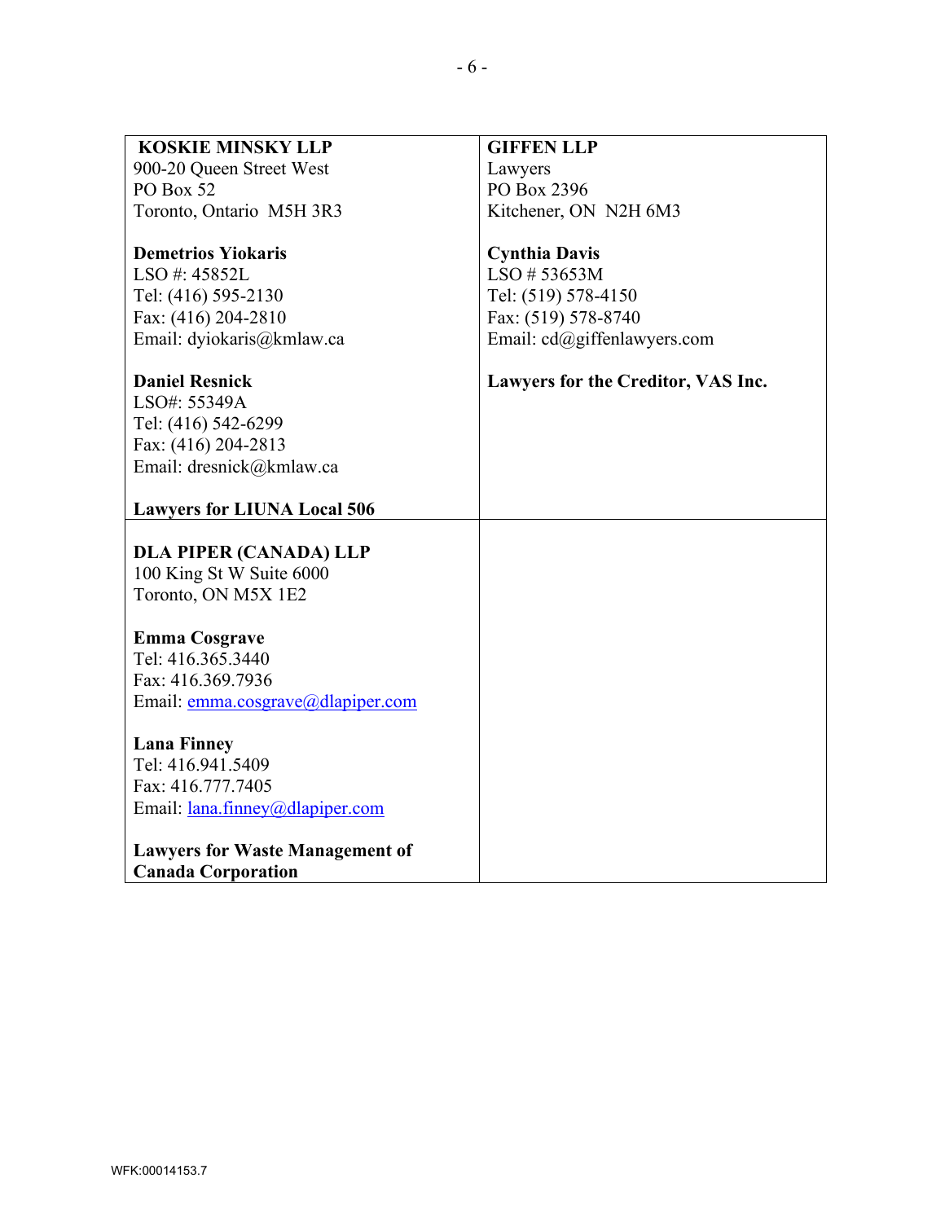| | |
|---|---|
| **KOSKIE MINSKY LLP**<br>900-20 Queen Street West<br>PO Box 52<br>Toronto, Ontario M5H 3R3<br><br>**Demetrios Yiokaris**<br>LSO #: 45852L<br>Tel: (416) 595-2130<br>Fax: (416) 204-2810<br>Email: dyiokaris@kmlaw.ca<br><br>**Daniel Resnick**<br>LSO#: 55349A<br>Tel: (416) 542-6299<br>Fax: (416) 204-2813<br>Email: dresnick@kmlaw.ca<br><br>**Lawyers for LIUNA Local 506** | **GIFFEN LLP**<br>Lawyers<br>PO Box 2396<br>Kitchener, ON N2H 6M3<br><br>**Cynthia Davis**<br>LSO # 53653M<br>Tel: (519) 578-4150<br>Fax: (519) 578-8740<br>Email: cd@giffenlawyers.com<br><br>**Lawyers for the Creditor, VAS Inc.** |
| **DLA PIPER (CANADA) LLP**<br>100 King St W Suite 6000<br>Toronto, ON M5X 1E2<br><br>**Emma Cosgrave**<br>Tel: 416.365.3440<br>Fax: 416.369.7936<br>Email: emma.cosgrave@dlapiper.com<br><br>**Lana Finney**<br>Tel: 416.941.5409<br>Fax: 416.777.7405<br>Email: lana.finney@dlapiper.com<br><br>**Lawyers for Waste Management of Canada Corporation** | |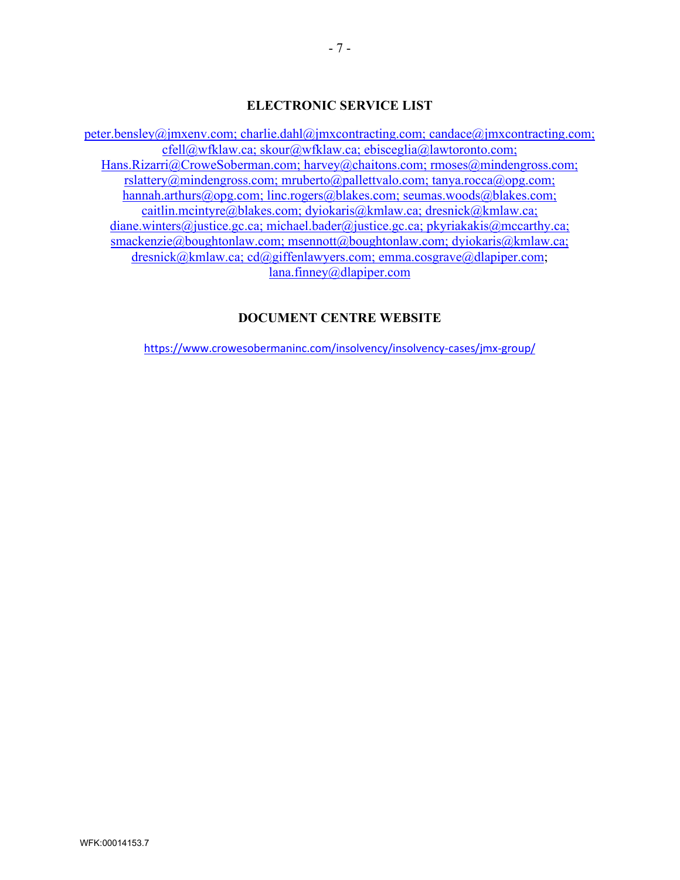## ELECTRONIC SERVICE LIST

peter.bensley@jmxenv.com; charlie.dahl@jmxcontracting.com; candace@jmxcontracting.com; cfell@wfklaw.ca; skour@wfklaw.ca; ebisceglia@lawtoronto.com; Hans.Rizarri@CroweSoberman.com; harvey@chaitons.com; rmoses@mindengross.com; rslattery@mindengross.com; mruberto@pallettvalo.com; tanya.rocca@opg.com; hannah.arthurs@opg.com; linc.rogers@blakes.com; seumas.woods@blakes.com; caitlin.mcintyre@blakes.com; dyiokaris@kmlaw.ca; dresnick@kmlaw.ca; diane.winters@justice.gc.ca; michael.bader@justice.gc.ca; pkyriakakis@mccarthy.ca; smackenzie@boughtonlaw.com; msennott@boughtonlaw.com; dyiokaris@kmlaw.ca; dresnick@kmlaw.ca; cd@giffenlawyers.com; emma.cosgrave@dlapiper.com; lana.finney@dlapiper.com

## DOCUMENT CENTRE WEBSITE

https://www.crowesobermaninc.com/insolvency/insolvency-cases/jmx-group/

WFK:00014153.7